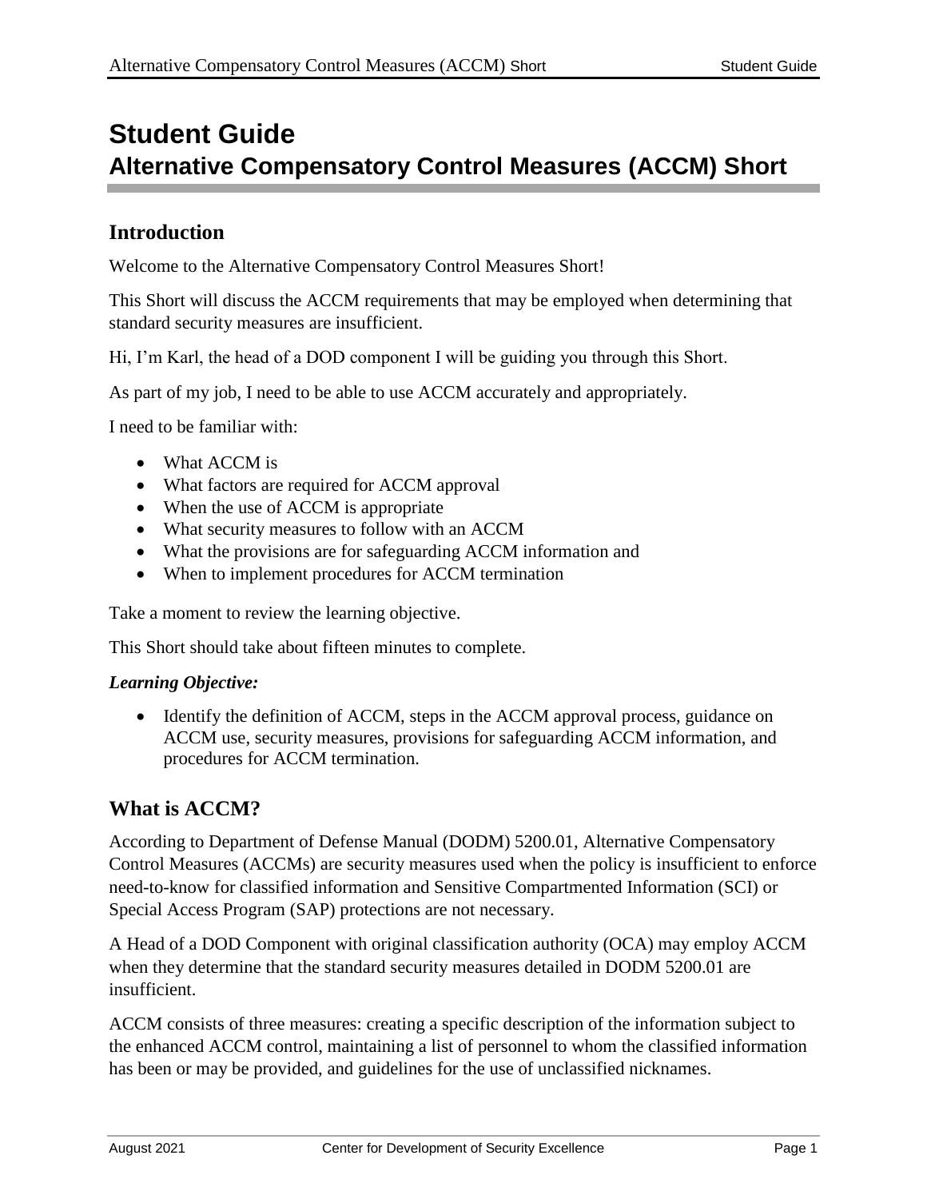# Student Guide

# Alternative Compensatory Control Measures (ACCM) Short

## Introduction

Welcome to the Alternative Compensatory Control Measures Short!

This Short will discuss the ACCM requirements that may be employed when determining that standard security measures are insufficient.

Hi, I'm Karl, the head of a DOD component I will be guiding you through this Short.

As part of my job, I need to be able to use ACCM accurately and appropriately.

I need to be familiar with:

- What ACCM is
- What factors are required for ACCM approval
- When the use of ACCM is appropriate
- What security measures to follow with an ACCM
- What the provisions are for safeguarding ACCM information and
- When to implement procedures for ACCM termination

Take a moment to review the learning objective.

This Short should take about fifteen minutes to complete.

***Learning Objective:***

- Identify the definition of ACCM, steps in the ACCM approval process, guidance on ACCM use, security measures, provisions for safeguarding ACCM information, and procedures for ACCM termination.

## What is ACCM?

According to Department of Defense Manual (DODM) 5200.01, Alternative Compensatory Control Measures (ACCMs) are security measures used when the policy is insufficient to enforce need-to-know for classified information and Sensitive Compartmented Information (SCI) or Special Access Program (SAP) protections are not necessary.

A Head of a DOD Component with original classification authority (OCA) may employ ACCM when they determine that the standard security measures detailed in DODM 5200.01 are insufficient.

ACCM consists of three measures: creating a specific description of the information subject to the enhanced ACCM control, maintaining a list of personnel to whom the classified information has been or may be provided, and guidelines for the use of unclassified nicknames.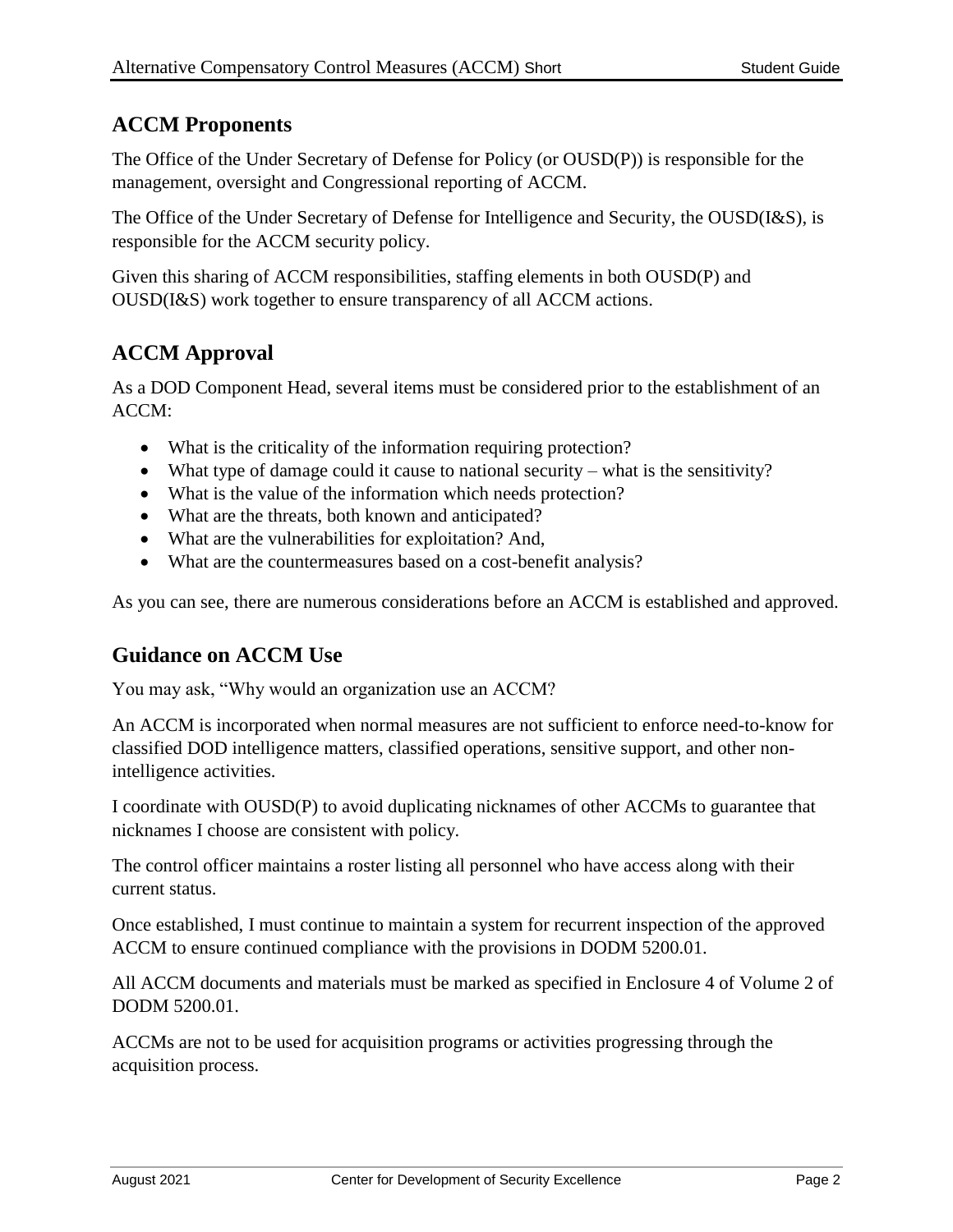## ACCM Proponents

The Office of the Under Secretary of Defense for Policy (or OUSD(P)) is responsible for the management, oversight and Congressional reporting of ACCM.

The Office of the Under Secretary of Defense for Intelligence and Security, the OUSD(I&S), is responsible for the ACCM security policy.

Given this sharing of ACCM responsibilities, staffing elements in both OUSD(P) and OUSD(I&S) work together to ensure transparency of all ACCM actions.

## ACCM Approval

As a DOD Component Head, several items must be considered prior to the establishment of an ACCM:

- What is the criticality of the information requiring protection?
- What type of damage could it cause to national security – what is the sensitivity?
- What is the value of the information which needs protection?
- What are the threats, both known and anticipated?
- What are the vulnerabilities for exploitation? And,
- What are the countermeasures based on a cost-benefit analysis?

As you can see, there are numerous considerations before an ACCM is established and approved.

## Guidance on ACCM Use

You may ask, “Why would an organization use an ACCM?

An ACCM is incorporated when normal measures are not sufficient to enforce need-to-know for classified DOD intelligence matters, classified operations, sensitive support, and other non-intelligence activities.

I coordinate with OUSD(P) to avoid duplicating nicknames of other ACCMs to guarantee that nicknames I choose are consistent with policy.

The control officer maintains a roster listing all personnel who have access along with their current status.

Once established, I must continue to maintain a system for recurrent inspection of the approved ACCM to ensure continued compliance with the provisions in DODM 5200.01.

All ACCM documents and materials must be marked as specified in Enclosure 4 of Volume 2 of DODM 5200.01.

ACCMs are not to be used for acquisition programs or activities progressing through the acquisition process.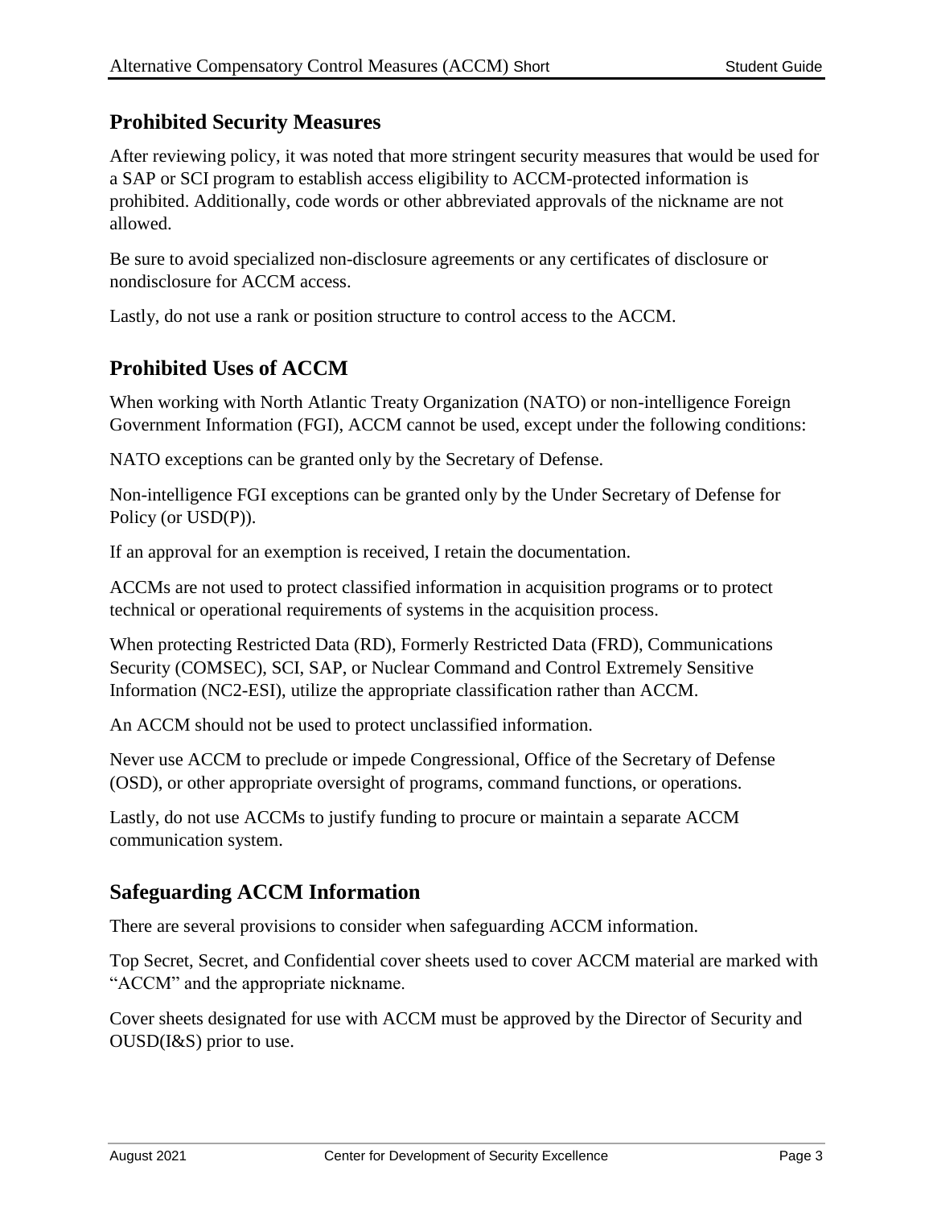## Prohibited Security Measures

After reviewing policy, it was noted that more stringent security measures that would be used for a SAP or SCI program to establish access eligibility to ACCM-protected information is prohibited. Additionally, code words or other abbreviated approvals of the nickname are not allowed.

Be sure to avoid specialized non-disclosure agreements or any certificates of disclosure or nondisclosure for ACCM access.

Lastly, do not use a rank or position structure to control access to the ACCM.

## Prohibited Uses of ACCM

When working with North Atlantic Treaty Organization (NATO) or non-intelligence Foreign Government Information (FGI), ACCM cannot be used, except under the following conditions:

NATO exceptions can be granted only by the Secretary of Defense.

Non-intelligence FGI exceptions can be granted only by the Under Secretary of Defense for Policy (or USD(P)).

If an approval for an exemption is received, I retain the documentation.

ACCMs are not used to protect classified information in acquisition programs or to protect technical or operational requirements of systems in the acquisition process.

When protecting Restricted Data (RD), Formerly Restricted Data (FRD), Communications Security (COMSEC), SCI, SAP, or Nuclear Command and Control Extremely Sensitive Information (NC2-ESI), utilize the appropriate classification rather than ACCM.

An ACCM should not be used to protect unclassified information.

Never use ACCM to preclude or impede Congressional, Office of the Secretary of Defense (OSD), or other appropriate oversight of programs, command functions, or operations.

Lastly, do not use ACCMs to justify funding to procure or maintain a separate ACCM communication system.

## Safeguarding ACCM Information

There are several provisions to consider when safeguarding ACCM information.

Top Secret, Secret, and Confidential cover sheets used to cover ACCM material are marked with "ACCM" and the appropriate nickname.

Cover sheets designated for use with ACCM must be approved by the Director of Security and OUSD(I&S) prior to use.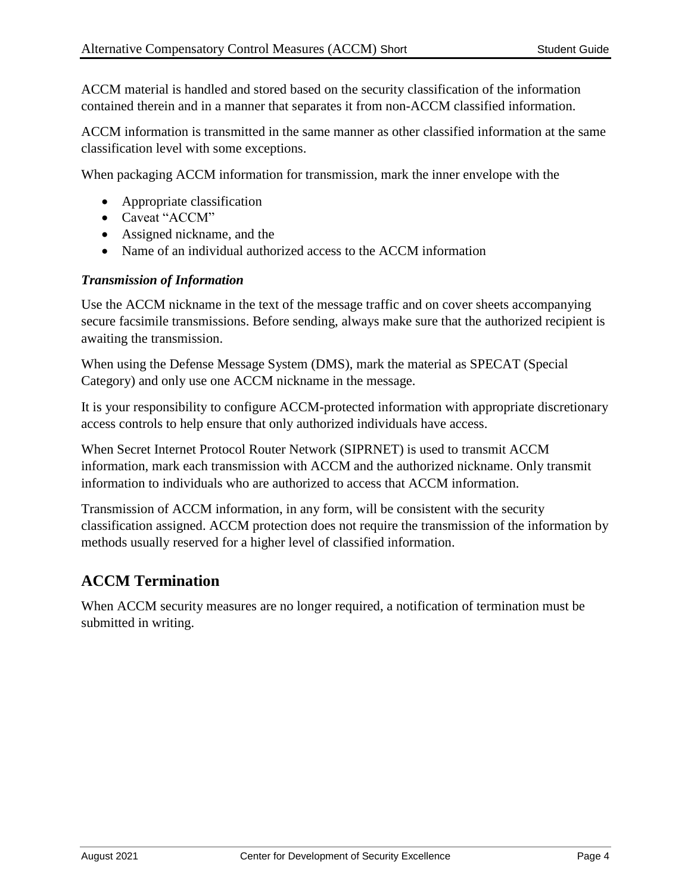ACCM material is handled and stored based on the security classification of the information contained therein and in a manner that separates it from non-ACCM classified information.

ACCM information is transmitted in the same manner as other classified information at the same classification level with some exceptions.

When packaging ACCM information for transmission, mark the inner envelope with the

- Appropriate classification
- Caveat "ACCM"
- Assigned nickname, and the
- Name of an individual authorized access to the ACCM information

### *Transmission of Information*

Use the ACCM nickname in the text of the message traffic and on cover sheets accompanying secure facsimile transmissions. Before sending, always make sure that the authorized recipient is awaiting the transmission.

When using the Defense Message System (DMS), mark the material as SPECAT (Special Category) and only use one ACCM nickname in the message.

It is your responsibility to configure ACCM-protected information with appropriate discretionary access controls to help ensure that only authorized individuals have access.

When Secret Internet Protocol Router Network (SIPRNET) is used to transmit ACCM information, mark each transmission with ACCM and the authorized nickname. Only transmit information to individuals who are authorized to access that ACCM information.

Transmission of ACCM information, in any form, will be consistent with the security classification assigned. ACCM protection does not require the transmission of the information by methods usually reserved for a higher level of classified information.

## ACCM Termination

When ACCM security measures are no longer required, a notification of termination must be submitted in writing.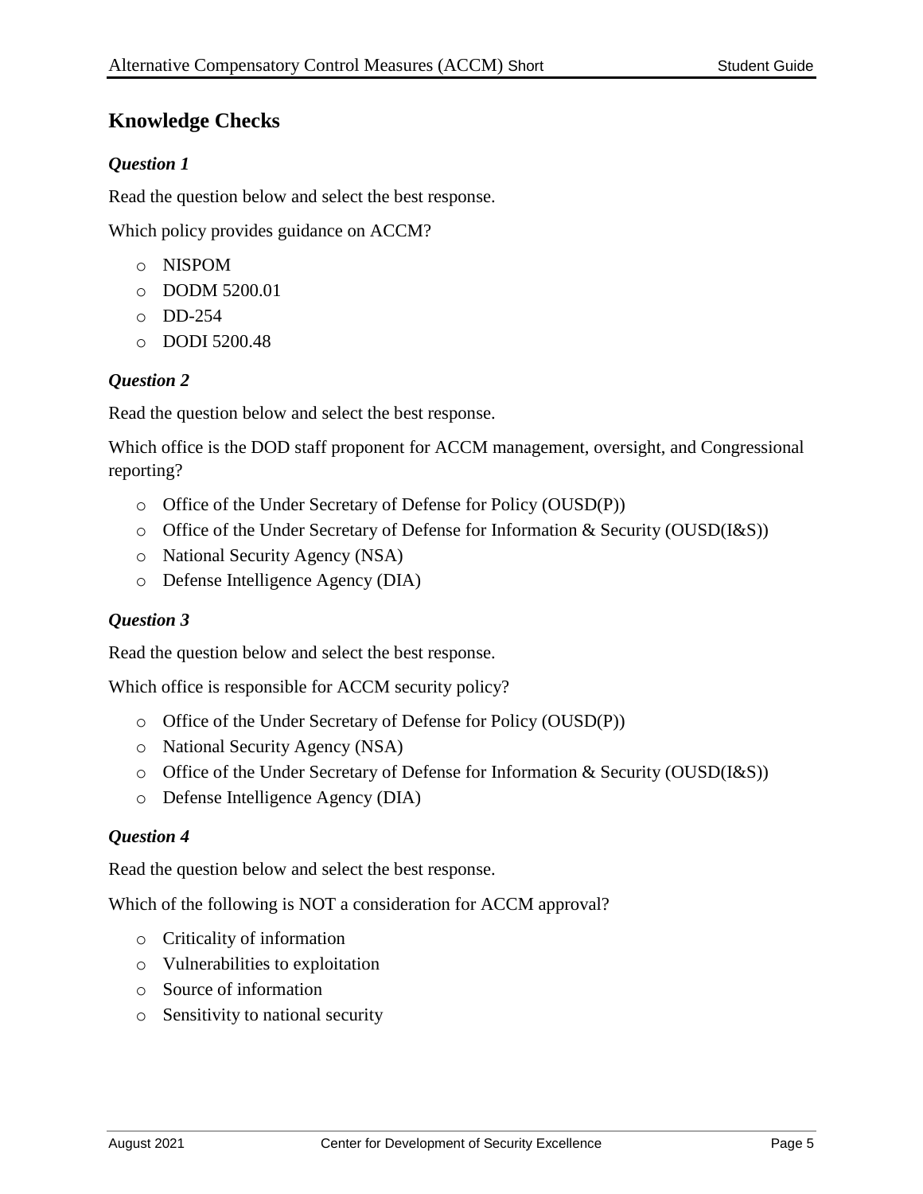## Knowledge Checks

### *Question 1*

Read the question below and select the best response.

Which policy provides guidance on ACCM?

- NISPOM
- DODM 5200.01
- DD-254
- DODI 5200.48

### *Question 2*

Read the question below and select the best response.

Which office is the DOD staff proponent for ACCM management, oversight, and Congressional reporting?

- Office of the Under Secretary of Defense for Policy (OUSD(P))
- Office of the Under Secretary of Defense for Information & Security (OUSD(I&S))
- National Security Agency (NSA)
- Defense Intelligence Agency (DIA)

### *Question 3*

Read the question below and select the best response.

Which office is responsible for ACCM security policy?

- Office of the Under Secretary of Defense for Policy (OUSD(P))
- National Security Agency (NSA)
- Office of the Under Secretary of Defense for Information & Security (OUSD(I&S))
- Defense Intelligence Agency (DIA)

### *Question 4*

Read the question below and select the best response.

Which of the following is NOT a consideration for ACCM approval?

- Criticality of information
- Vulnerabilities to exploitation
- Source of information
- Sensitivity to national security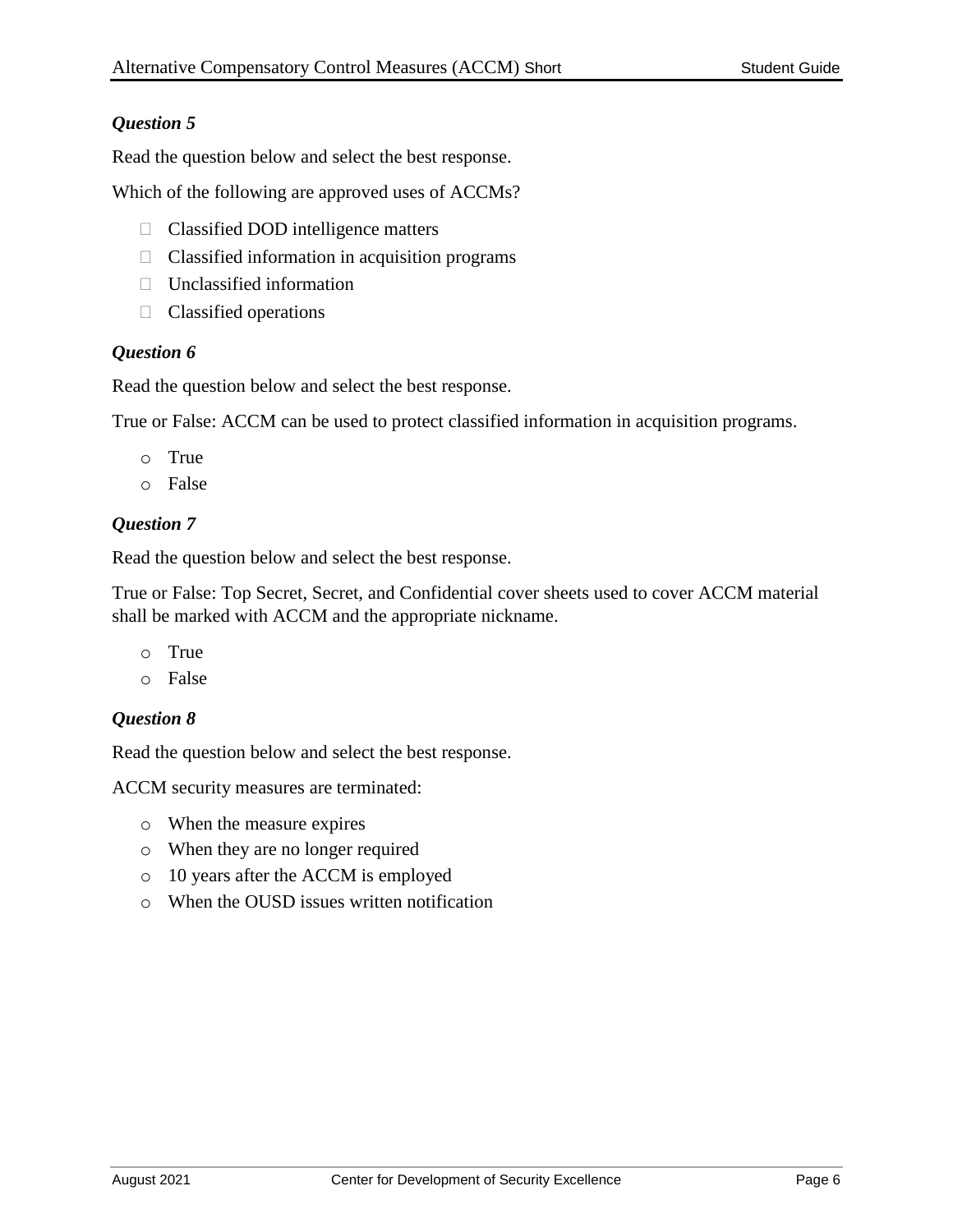### *Question 5*

Read the question below and select the best response.

Which of the following are approved uses of ACCMs?

- ☐ Classified DOD intelligence matters
- ☐ Classified information in acquisition programs
- ☐ Unclassified information
- ☐ Classified operations

### *Question 6*

Read the question below and select the best response.

True or False: ACCM can be used to protect classified information in acquisition programs.

- o True
- o False

### *Question 7*

Read the question below and select the best response.

True or False: Top Secret, Secret, and Confidential cover sheets used to cover ACCM material shall be marked with ACCM and the appropriate nickname.

- o True
- o False

### *Question 8*

Read the question below and select the best response.

ACCM security measures are terminated:

- o When the measure expires
- o When they are no longer required
- o 10 years after the ACCM is employed
- o When the OUSD issues written notification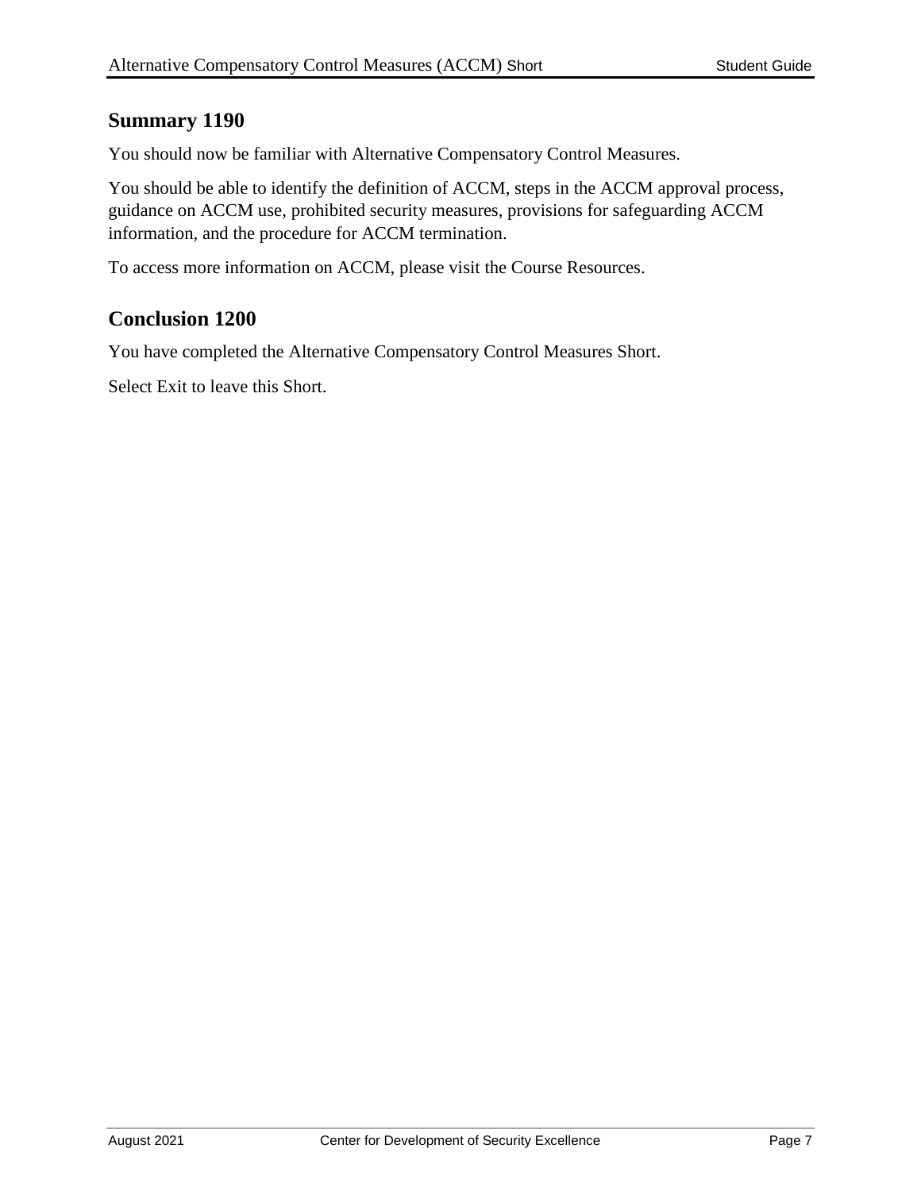## Summary 1190

You should now be familiar with Alternative Compensatory Control Measures.

You should be able to identify the definition of ACCM, steps in the ACCM approval process, guidance on ACCM use, prohibited security measures, provisions for safeguarding ACCM information, and the procedure for ACCM termination.

To access more information on ACCM, please visit the Course Resources.

## Conclusion 1200

You have completed the Alternative Compensatory Control Measures Short.

Select Exit to leave this Short.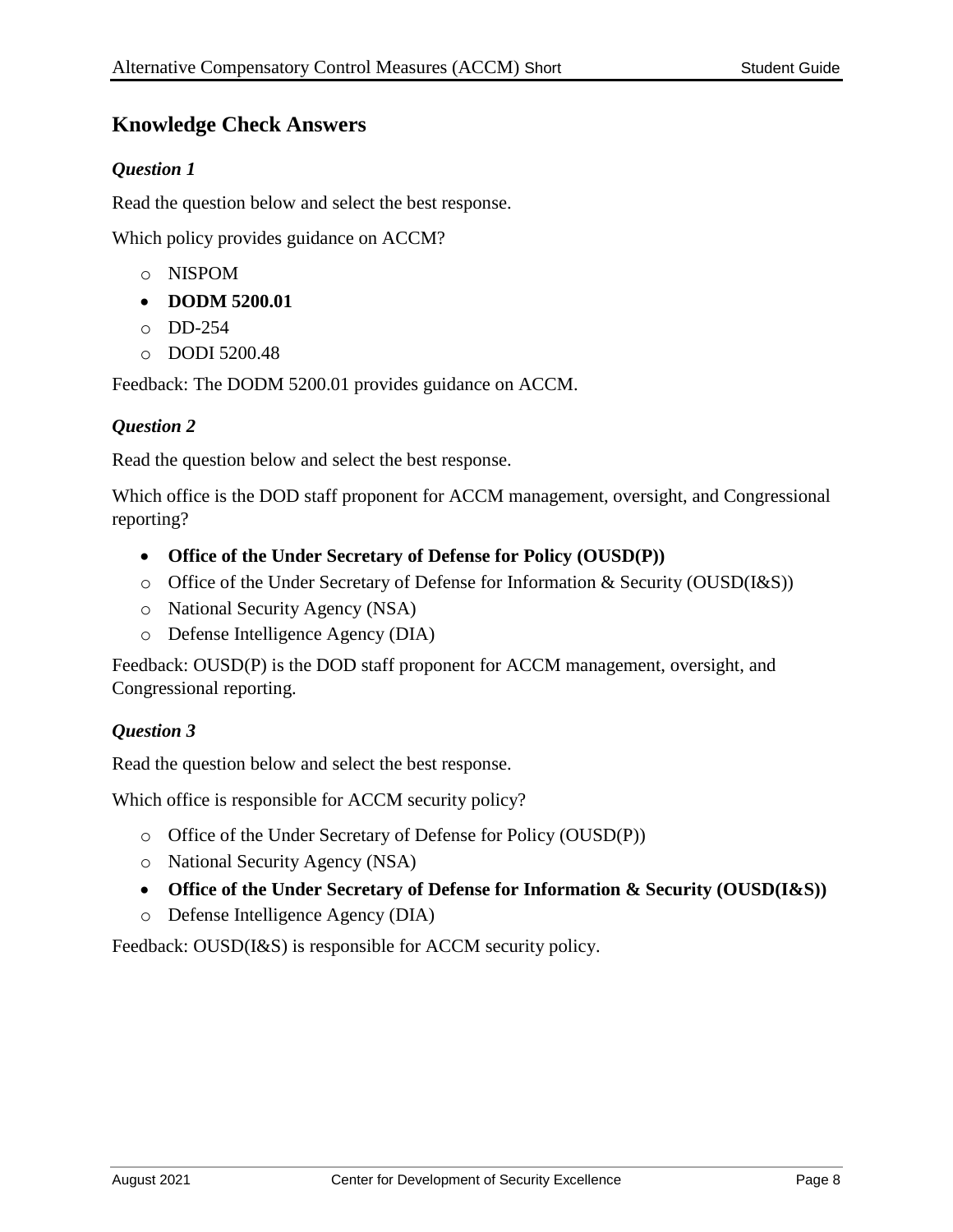## Knowledge Check Answers

### *Question 1*

Read the question below and select the best response.

Which policy provides guidance on ACCM?

- NISPOM
- **DODM 5200.01**
- DD-254
- DODI 5200.48

Feedback: The DODM 5200.01 provides guidance on ACCM.

### *Question 2*

Read the question below and select the best response.

Which office is the DOD staff proponent for ACCM management, oversight, and Congressional reporting?

- **Office of the Under Secretary of Defense for Policy (OUSD(P))**
- Office of the Under Secretary of Defense for Information & Security (OUSD(I&S))
- National Security Agency (NSA)
- Defense Intelligence Agency (DIA)

Feedback: OUSD(P) is the DOD staff proponent for ACCM management, oversight, and Congressional reporting.

### *Question 3*

Read the question below and select the best response.

Which office is responsible for ACCM security policy?

- Office of the Under Secretary of Defense for Policy (OUSD(P))
- National Security Agency (NSA)
- **Office of the Under Secretary of Defense for Information & Security (OUSD(I&S))**
- Defense Intelligence Agency (DIA)

Feedback: OUSD(I&S) is responsible for ACCM security policy.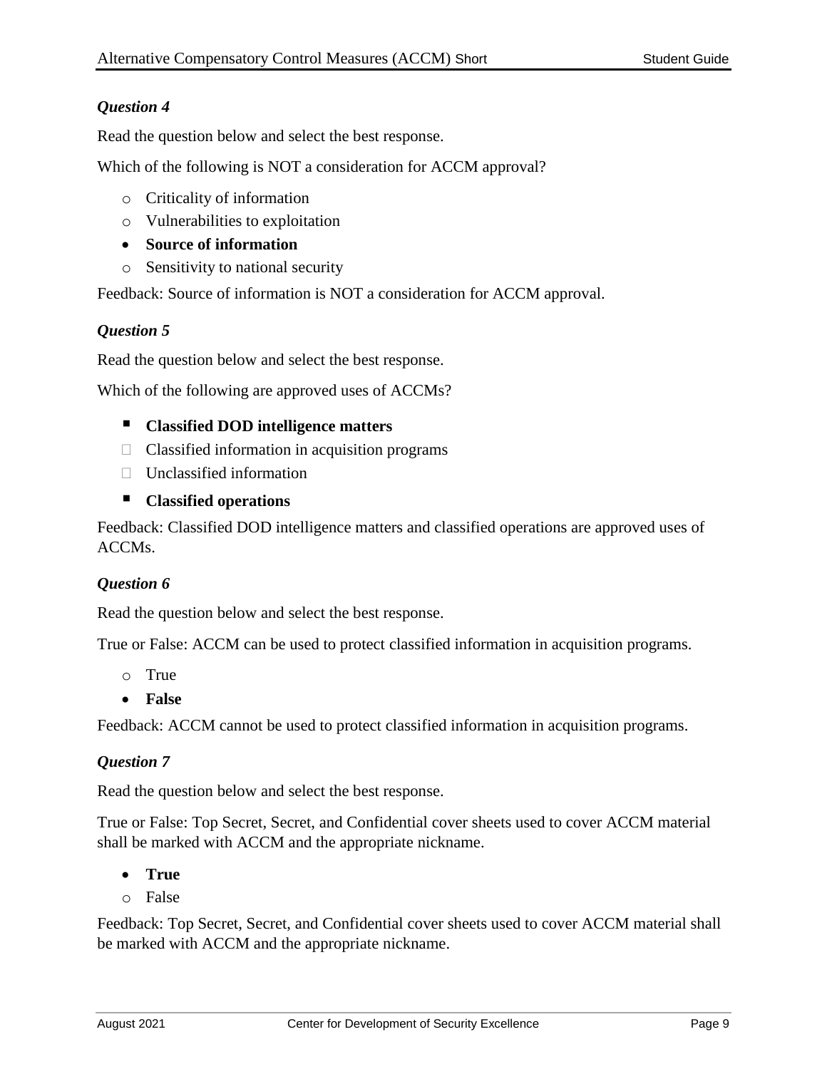### *Question 4*

Read the question below and select the best response.

Which of the following is NOT a consideration for ACCM approval?

- Criticality of information
- Vulnerabilities to exploitation
- **Source of information**
- Sensitivity to national security

Feedback: Source of information is NOT a consideration for ACCM approval.

### *Question 5*

Read the question below and select the best response.

Which of the following are approved uses of ACCMs?

- **Classified DOD intelligence matters**
- Classified information in acquisition programs
- Unclassified information
- **Classified operations**

Feedback: Classified DOD intelligence matters and classified operations are approved uses of ACCMs.

### *Question 6*

Read the question below and select the best response.

True or False: ACCM can be used to protect classified information in acquisition programs.

- True
- **False**

Feedback: ACCM cannot be used to protect classified information in acquisition programs.

### *Question 7*

Read the question below and select the best response.

True or False: Top Secret, Secret, and Confidential cover sheets used to cover ACCM material shall be marked with ACCM and the appropriate nickname.

- **True**
- False

Feedback: Top Secret, Secret, and Confidential cover sheets used to cover ACCM material shall be marked with ACCM and the appropriate nickname.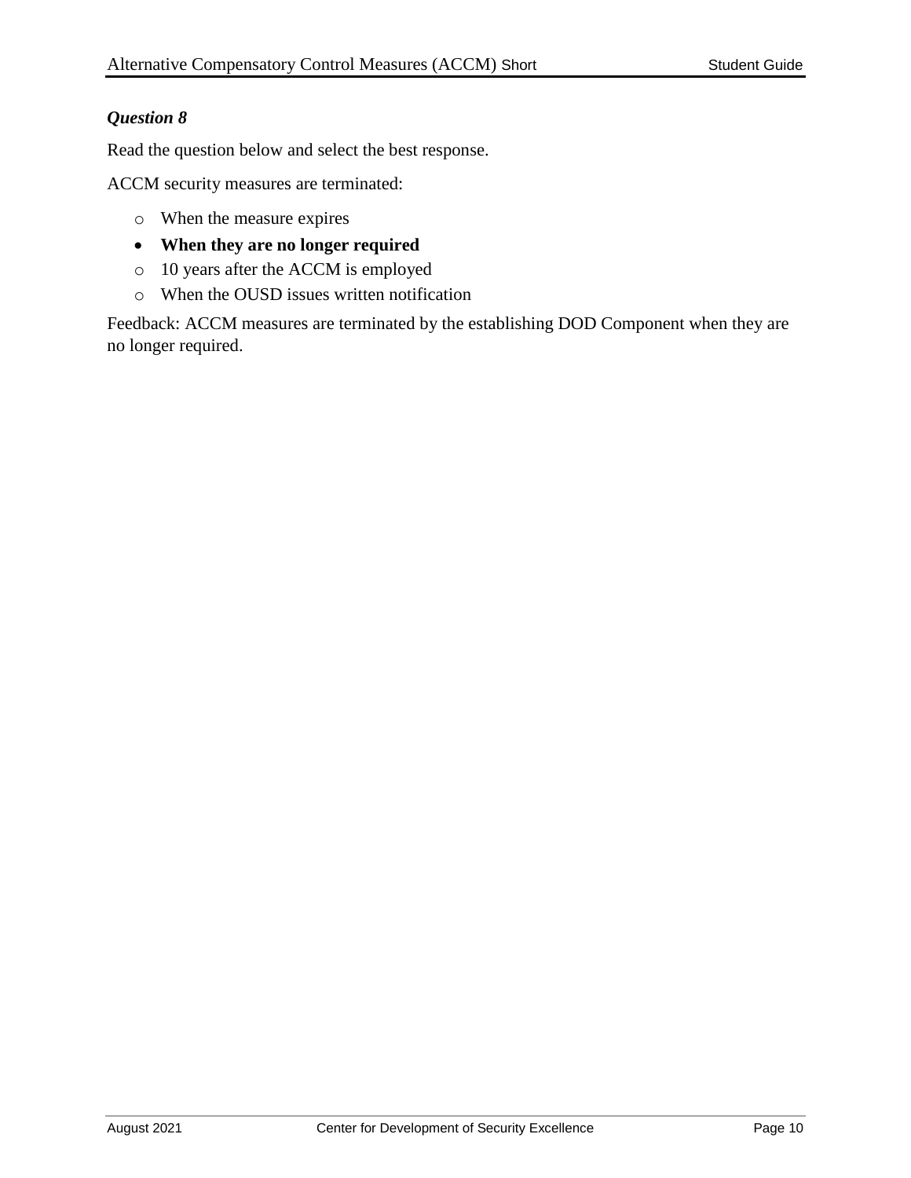***Question 8***

Read the question below and select the best response.

ACCM security measures are terminated:

- When the measure expires
- **When they are no longer required**
- 10 years after the ACCM is employed
- When the OUSD issues written notification

Feedback: ACCM measures are terminated by the establishing DOD Component when they are no longer required.